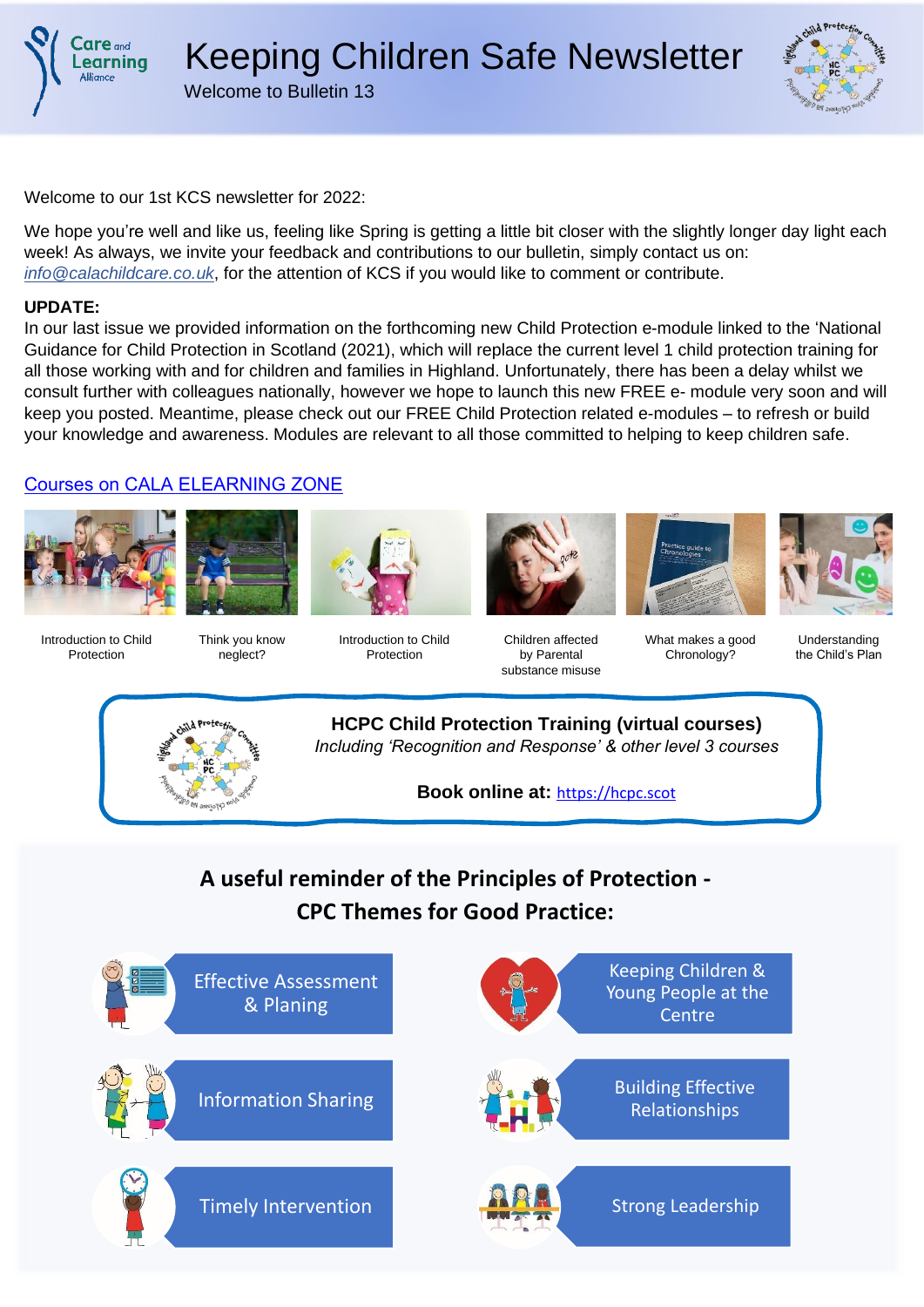# Keeping Children Safe Newsletter

Welcome to Bulletin 13

Welcome to our 1st KCS newsletter for 2022:

We hope you're well and like us, feeling like Spring is getting a little bit closer with the slightly longer day light each week! As always, we invite your feedback and contributions to our bulletin, simply contact us on: *info@calachildcare.co.uk*, for the attention of KCS if you would like to comment or contribute.

**UPDATE:**
In our last issue we provided information on the forthcoming new Child Protection e-module linked to the 'National Guidance for Child Protection in Scotland (2021), which will replace the current level 1 child protection training for all those working with and for children and families in Highland. Unfortunately, there has been a delay whilst we consult further with colleagues nationally, however we hope to launch this new FREE e- module very soon and will keep you posted. Meantime, please check out our FREE Child Protection related e-modules – to refresh or build your knowledge and awareness. Modules are relevant to all those committed to helping to keep children safe.

Courses on CALA ELEARNING ZONE

- Introduction to Child Protection
- Think you know neglect?
- Introduction to Child Protection
- Children affected by Parental substance misuse
- What makes a good Chronology?
- Understanding the Child's Plan

**HCPC Child Protection Training (virtual courses)**
*Including 'Recognition and Response' & other level 3 courses*

**Book online at:** https://hcpc.scot

## A useful reminder of the Principles of Protection - CPC Themes for Good Practice:

- Effective Assessment & Planing
- Keeping Children & Young People at the Centre
- Information Sharing
- Building Effective Relationships
- Timely Intervention
- Strong Leadership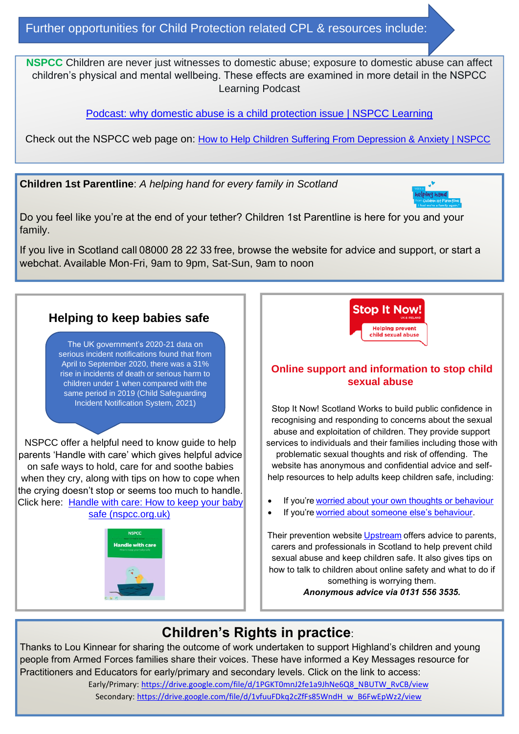## Further opportunities for Child Protection related CPL & resources include:

**NSPCC** Children are never just witnesses to domestic abuse; exposure to domestic abuse can affect children's physical and mental wellbeing. These effects are examined in more detail in the NSPCC Learning Podcast

Podcast: why domestic abuse is a child protection issue | NSPCC Learning

Check out the NSPCC web page on: How to Help Children Suffering From Depression & Anxiety | NSPCC

**Children 1st Parentline**: *A helping hand for every family in Scotland*

Do you feel like you're at the end of your tether? Children 1st Parentline is here for you and your family.

If you live in Scotland call 08000 28 22 33 free, browse the website for advice and support, or start a webchat. Available Mon-Fri, 9am to 9pm, Sat-Sun, 9am to noon

### Helping to keep babies safe

The UK government's 2020-21 data on serious incident notifications found that from April to September 2020, there was a 31% rise in incidents of death or serious harm to children under 1 when compared with the same period in 2019 (Child Safeguarding Incident Notification System, 2021)

NSPCC offer a helpful need to know guide to help parents 'Handle with care' which gives helpful advice on safe ways to hold, care for and soothe babies when they cry, along with tips on how to cope when the crying doesn't stop or seems too much to handle. Click here: Handle with care: How to keep your baby safe (nspcc.org.uk)

### Stop It Now! UK & Ireland – Helping prevent child sexual abuse

### Online support and information to stop child sexual abuse

Stop It Now! Scotland Works to build public confidence in recognising and responding to concerns about the sexual abuse and exploitation of children. They provide support services to individuals and their families including those with problematic sexual thoughts and risk of offending. The website has anonymous and confidential advice and self-help resources to help adults keep children safe, including:

- If you're worried about your own thoughts or behaviour
- If you're worried about someone else's behaviour.

Their prevention website Upstream offers advice to parents, carers and professionals in Scotland to help prevent child sexual abuse and keep children safe. It also gives tips on how to talk to children about online safety and what to do if something is worrying them.

***Anonymous advice via 0131 556 3535.***

## Children's Rights in practice:

Thanks to Lou Kinnear for sharing the outcome of work undertaken to support Highland's children and young people from Armed Forces families share their voices. These have informed a Key Messages resource for Practitioners and Educators for early/primary and secondary levels. Click on the link to access:

Early/Primary: https://drive.google.com/file/d/1PGKT0mnJ2fe1a9JhNe6Q8_NBUTW_RvCB/view

Secondary: https://drive.google.com/file/d/1vfuuFDkq2cZfFs85WndH_w_B6FwEpWz2/view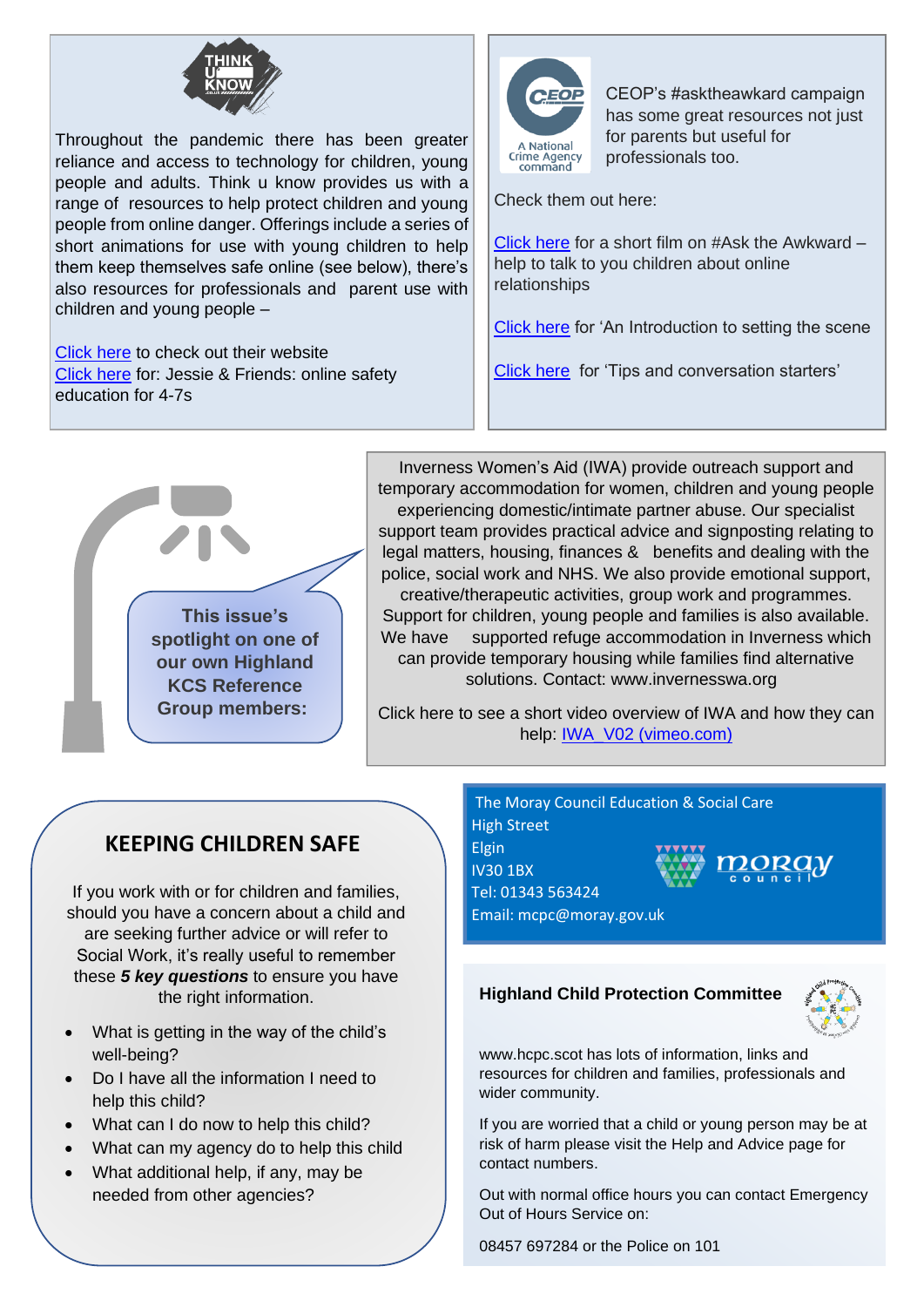THINK U KNOW

Throughout the pandemic there has been greater reliance and access to technology for children, young people and adults. Think u know provides us with a range of resources to help protect children and young people from online danger. Offerings include a series of short animations for use with young children to help them keep themselves safe online (see below), there's also resources for professionals and parent use with children and young people –

Click here to check out their website
Click here for: Jessie & Friends: online safety education for 4-7s

CEOP's #asktheawkard campaign has some great resources not just for parents but useful for professionals too.

Check them out here:

Click here for a short film on #Ask the Awkward – help to talk to you children about online relationships

Click here for 'An Introduction to setting the scene

Click here for 'Tips and conversation starters'

**This issue's spotlight on one of our own Highland KCS Reference Group members:**

Inverness Women's Aid (IWA) provide outreach support and temporary accommodation for women, children and young people experiencing domestic/intimate partner abuse. Our specialist support team provides practical advice and signposting relating to legal matters, housing, finances & benefits and dealing with the police, social work and NHS. We also provide emotional support, creative/therapeutic activities, group work and programmes. Support for children, young people and families is also available. We have supported refuge accommodation in Inverness which can provide temporary housing while families find alternative solutions. Contact: www.invernesswa.org

Click here to see a short video overview of IWA and how they can help: IWA_V02 (vimeo.com)

## KEEPING CHILDREN SAFE

If you work with or for children and families, should you have a concern about a child and are seeking further advice or will refer to Social Work, it's really useful to remember these ***5 key questions*** to ensure you have the right information.

- What is getting in the way of the child's well-being?
- Do I have all the information I need to help this child?
- What can I do now to help this child?
- What can my agency do to help this child
- What additional help, if any, may be needed from other agencies?

The Moray Council Education & Social Care
High Street
Elgin
IV30 1BX
Tel: 01343 563424
Email: mcpc@moray.gov.uk

**Highland Child Protection Committee**

www.hcpc.scot has lots of information, links and resources for children and families, professionals and wider community.

If you are worried that a child or young person may be at risk of harm please visit the Help and Advice page for contact numbers.

Out with normal office hours you can contact Emergency Out of Hours Service on:

08457 697284 or the Police on 101